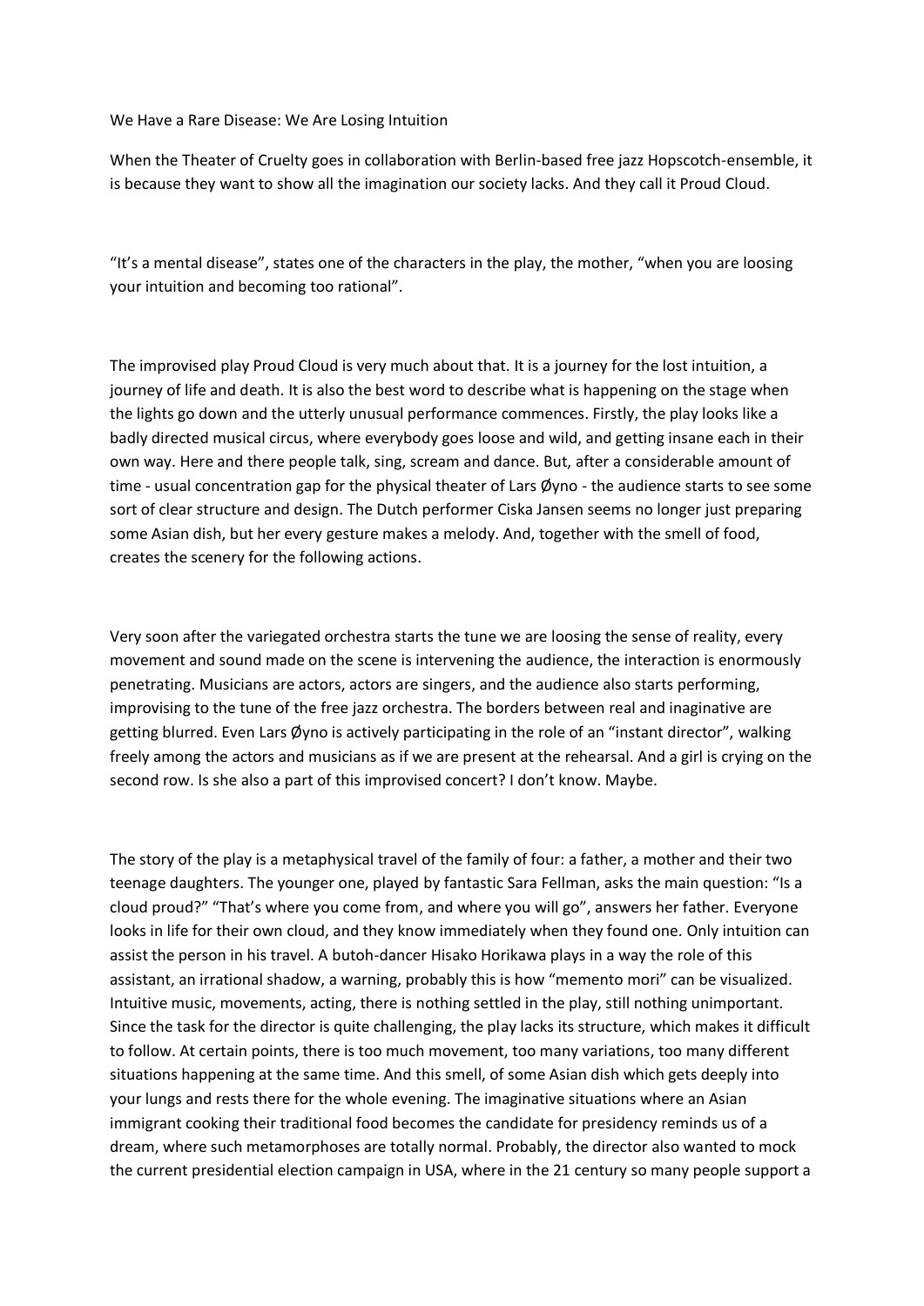We Have a Rare Disease: We Are Losing Intuition

When the Theater of Cruelty goes in collaboration with Berlin-based free jazz Hopscotch-ensemble, it is because they want to show all the imagination our society lacks. And they call it Proud Cloud.

"It's a mental disease", states one of the characters in the play, the mother, "when you are loosing your intuition and becoming too rational".

The improvised play Proud Cloud is very much about that. It is a journey for the lost intuition, a journey of life and death. It is also the best word to describe what is happening on the stage when the lights go down and the utterly unusual performance commences. Firstly, the play looks like a badly directed musical circus, where everybody goes loose and wild, and getting insane each in their own way. Here and there people talk, sing, scream and dance. But, after a considerable amount of time - usual concentration gap for the physical theater of Lars Øyno - the audience starts to see some sort of clear structure and design. The Dutch performer Ciska Jansen seems no longer just preparing some Asian dish, but her every gesture makes a melody. And, together with the smell of food, creates the scenery for the following actions.

Very soon after the variegated orchestra starts the tune we are loosing the sense of reality, every movement and sound made on the scene is intervening the audience, the interaction is enormously penetrating. Musicians are actors, actors are singers, and the audience also starts performing, improvising to the tune of the free jazz orchestra. The borders between real and inaginative are getting blurred. Even Lars Øyno is actively participating in the role of an "instant director", walking freely among the actors and musicians as if we are present at the rehearsal. And a girl is crying on the second row. Is she also a part of this improvised concert? I don't know. Maybe.

The story of the play is a metaphysical travel of the family of four: a father, a mother and their two teenage daughters. The younger one, played by fantastic Sara Fellman, asks the main question: "Is a cloud proud?" "That's where you come from, and where you will go", answers her father. Everyone looks in life for their own cloud, and they know immediately when they found one. Only intuition can assist the person in his travel. A butoh-dancer Hisako Horikawa plays in a way the role of this assistant, an irrational shadow, a warning, probably this is how "memento mori" can be visualized. Intuitive music, movements, acting, there is nothing settled in the play, still nothing unimportant. Since the task for the director is quite challenging, the play lacks its structure, which makes it difficult to follow. At certain points, there is too much movement, too many variations, too many different situations happening at the same time. And this smell, of some Asian dish which gets deeply into your lungs and rests there for the whole evening. The imaginative situations where an Asian immigrant cooking their traditional food becomes the candidate for presidency reminds us of a dream, where such metamorphoses are totally normal. Probably, the director also wanted to mock the current presidential election campaign in USA, where in the 21 century so many people support a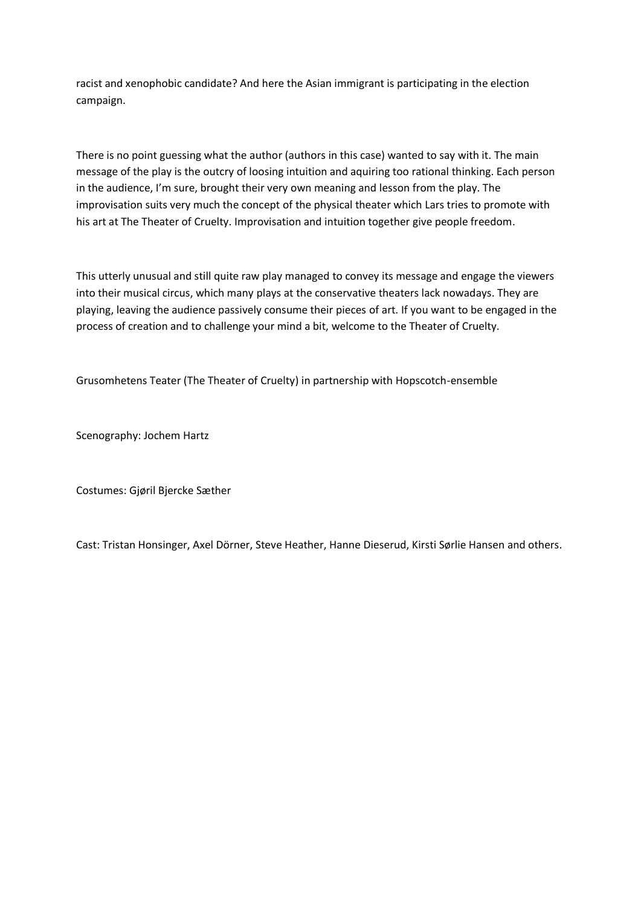racist and xenophobic candidate? And here the Asian immigrant is participating in the election campaign.

There is no point guessing what the author (authors in this case) wanted to say with it. The main message of the play is the outcry of loosing intuition and aquiring too rational thinking. Each person in the audience, I'm sure, brought their very own meaning and lesson from the play. The improvisation suits very much the concept of the physical theater which Lars tries to promote with his art at The Theater of Cruelty. Improvisation and intuition together give people freedom.

This utterly unusual and still quite raw play managed to convey its message and engage the viewers into their musical circus, which many plays at the conservative theaters lack nowadays. They are playing, leaving the audience passively consume their pieces of art. If you want to be engaged in the process of creation and to challenge your mind a bit, welcome to the Theater of Cruelty.

Grusomhetens Teater (The Theater of Cruelty) in partnership with Hopscotch-ensemble

Scenography: Jochem Hartz

Costumes: Gjøril Bjercke Sæther

Cast: Tristan Honsinger, Axel Dörner, Steve Heather, Hanne Dieserud, Kirsti Sørlie Hansen and others.